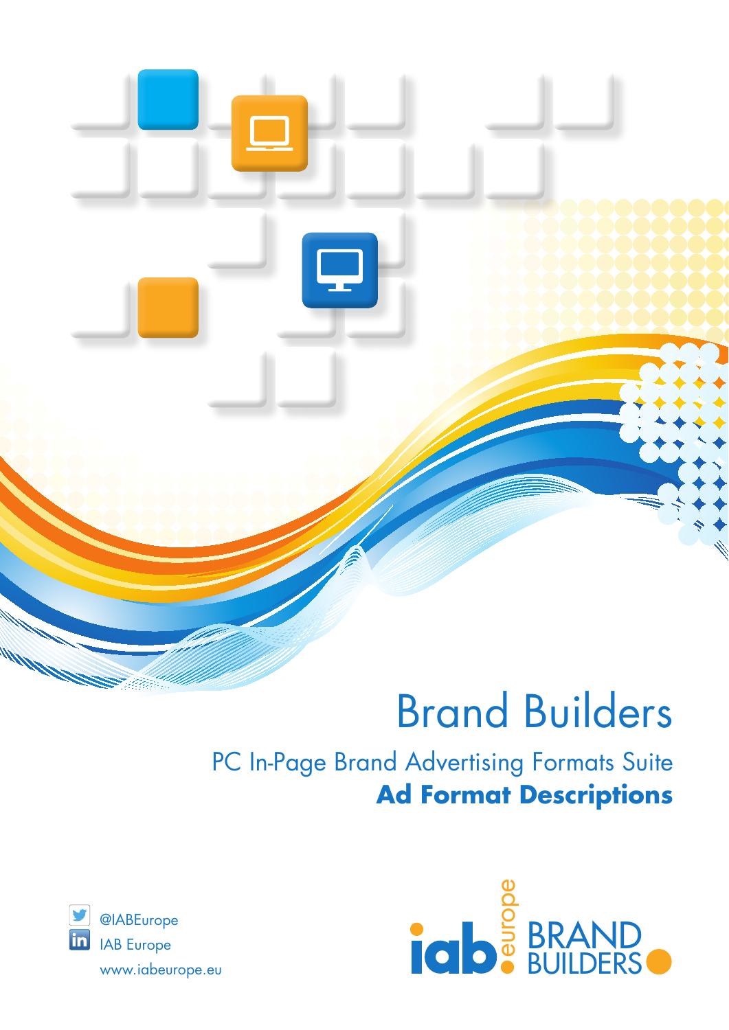# Brand Builders

## PC In-Page Brand Advertising Formats Suite

## **Ad Format Descriptions**

@IABEurope

IAB Europe

www.iabeurope.eu

iab europe BRAND BUILDERS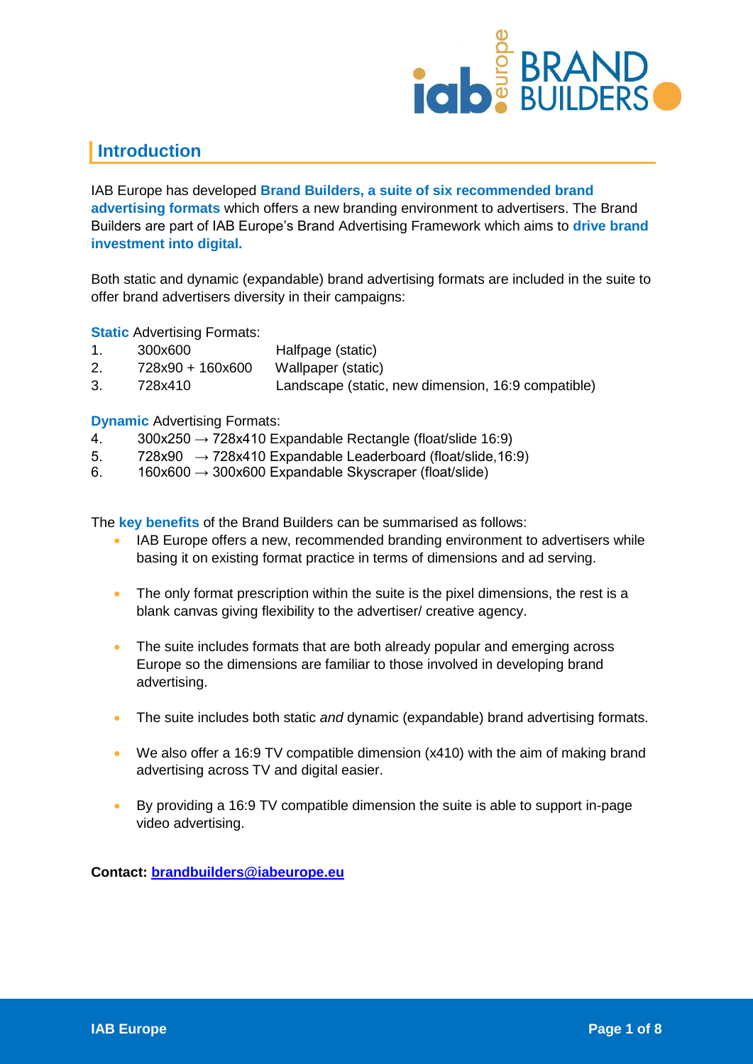## Introduction

IAB Europe has developed **Brand Builders, a suite of six recommended brand advertising formats** which offers a new branding environment to advertisers. The Brand Builders are part of IAB Europe's Brand Advertising Framework which aims to **drive brand investment into digital.**

Both static and dynamic (expandable) brand advertising formats are included in the suite to offer brand advertisers diversity in their campaigns:

**Static** Advertising Formats:

1. 300x600 Halfpage (static)
2. 728x90 + 160x600 Wallpaper (static)
3. 728x410 Landscape (static, new dimension, 16:9 compatible)

**Dynamic** Advertising Formats:

4. 300x250 → 728x410 Expandable Rectangle (float/slide 16:9)
5. 728x90 → 728x410 Expandable Leaderboard (float/slide,16:9)
6. 160x600 → 300x600 Expandable Skyscraper (float/slide)

The **key benefits** of the Brand Builders can be summarised as follows:

- IAB Europe offers a new, recommended branding environment to advertisers while basing it on existing format practice in terms of dimensions and ad serving.
- The only format prescription within the suite is the pixel dimensions, the rest is a blank canvas giving flexibility to the advertiser/ creative agency.
- The suite includes formats that are both already popular and emerging across Europe so the dimensions are familiar to those involved in developing brand advertising.
- The suite includes both static *and* dynamic (expandable) brand advertising formats.
- We also offer a 16:9 TV compatible dimension (x410) with the aim of making brand advertising across TV and digital easier.
- By providing a 16:9 TV compatible dimension the suite is able to support in-page video advertising.

**Contact: brandbuilders@iabeurope.eu**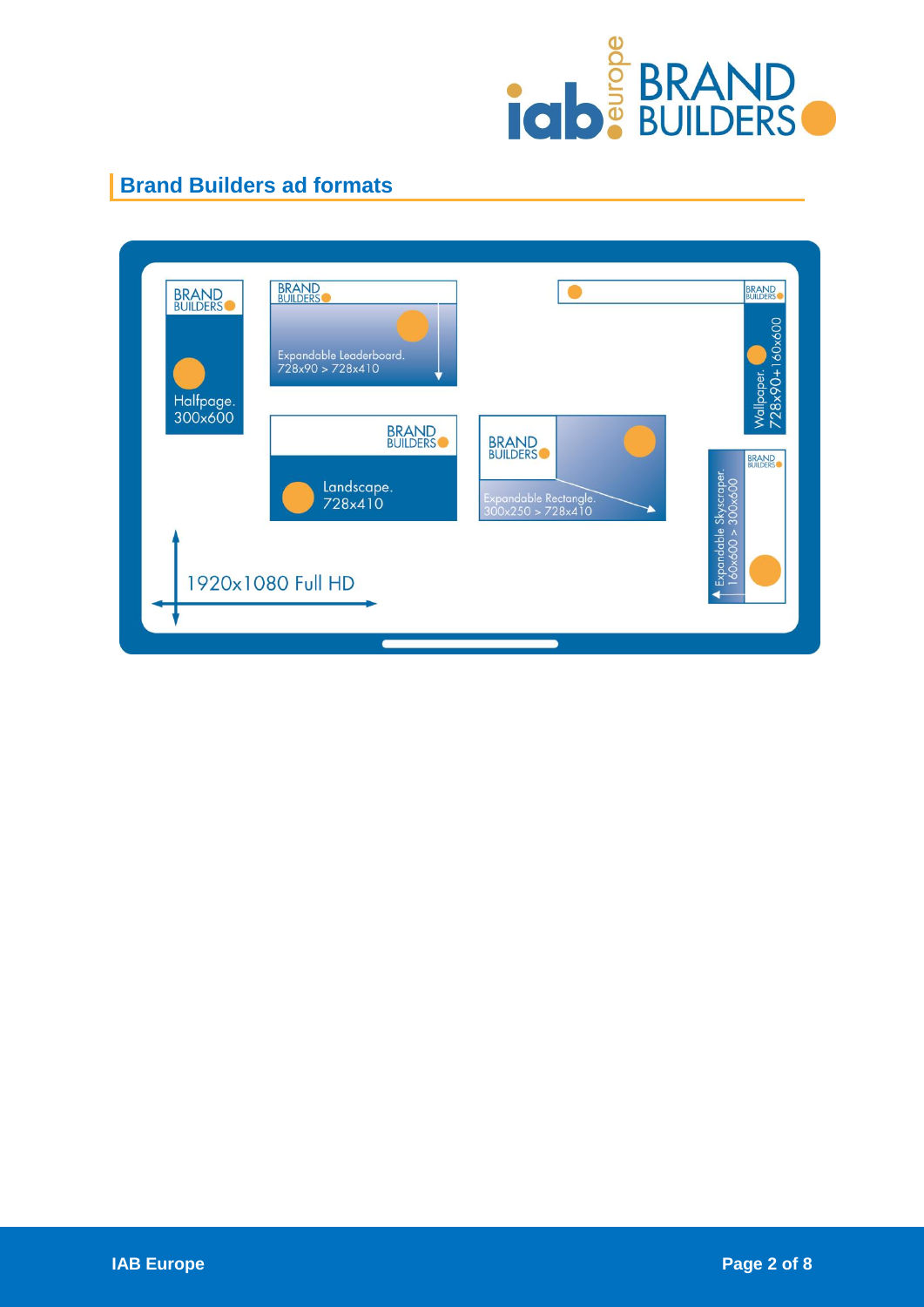## Brand Builders ad formats

BRAND BUILDERS

Halfpage. 300x600

BRAND BUILDERS

Expandable Leaderboard. 728x90 > 728x410

BRAND BUILDERS

Wallpaper. 728x90+160x600

BRAND BUILDERS

Landscape. 728x410

BRAND BUILDERS

Expandable Rectangle. 300x250 > 728x410

BRAND BUILDERS

Expandable Skyscraper. 160x600 > 300x600

1920x1080 Full HD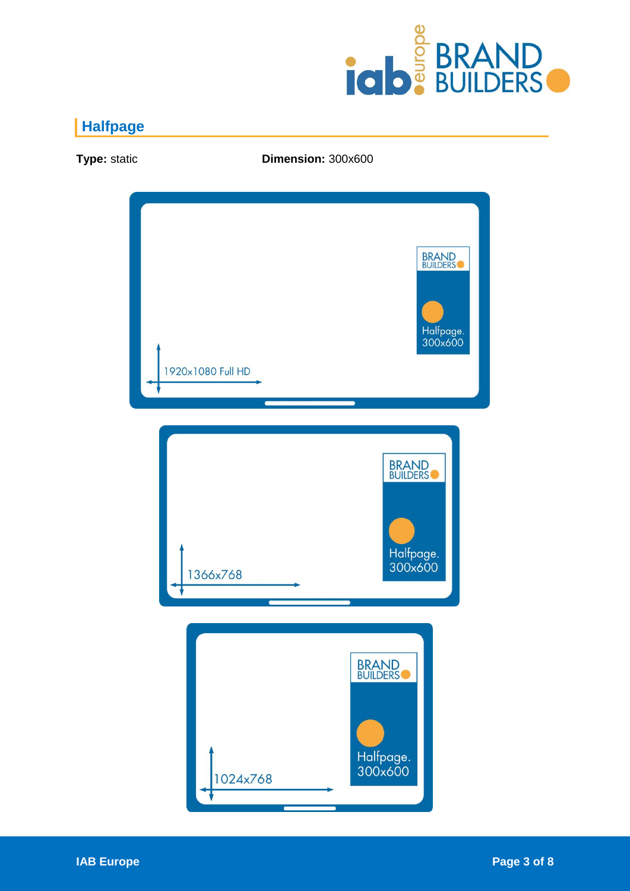## Halfpage

**Type:** static

**Dimension:** 300x600

1920x1080 Full HD

BRAND BUILDERS

Halfpage. 300x600

1366x768

BRAND BUILDERS

Halfpage. 300x600

1024x768

BRAND BUILDERS

Halfpage. 300x600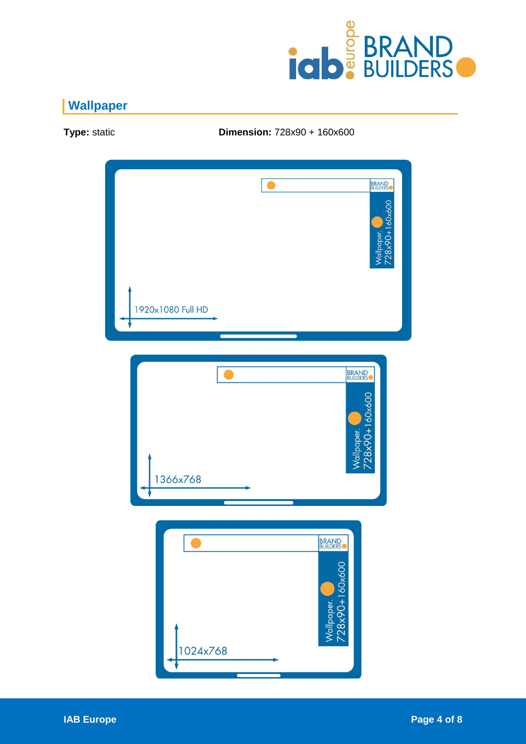## Wallpaper

**Type:** static

**Dimension:** 728x90 + 160x600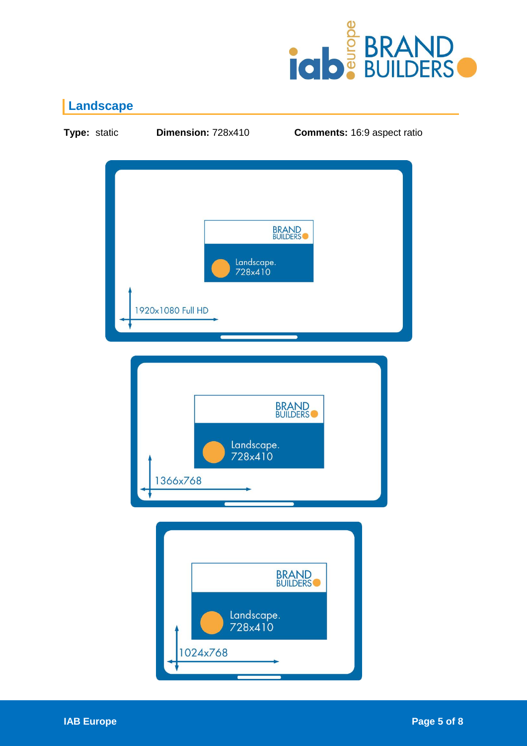## Landscape

**Type:** static **Dimension:** 728x410 **Comments:** 16:9 aspect ratio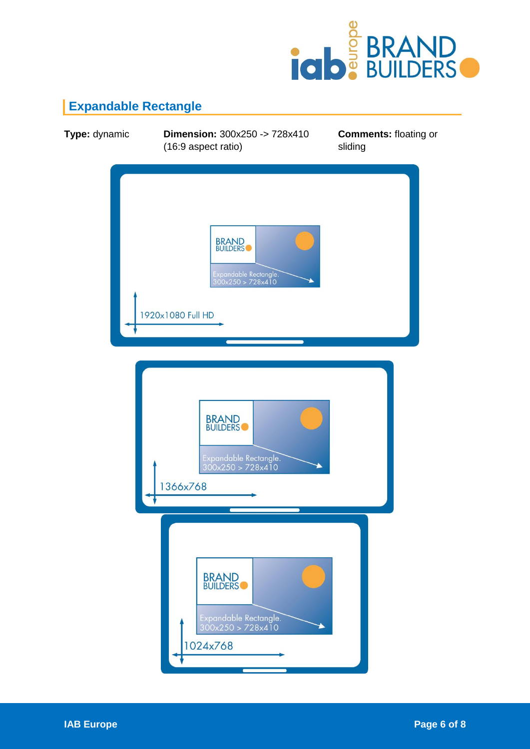## Expandable Rectangle

**Type:** dynamic

**Dimension:** 300x250 -> 728x410 (16:9 aspect ratio)

**Comments:** floating or sliding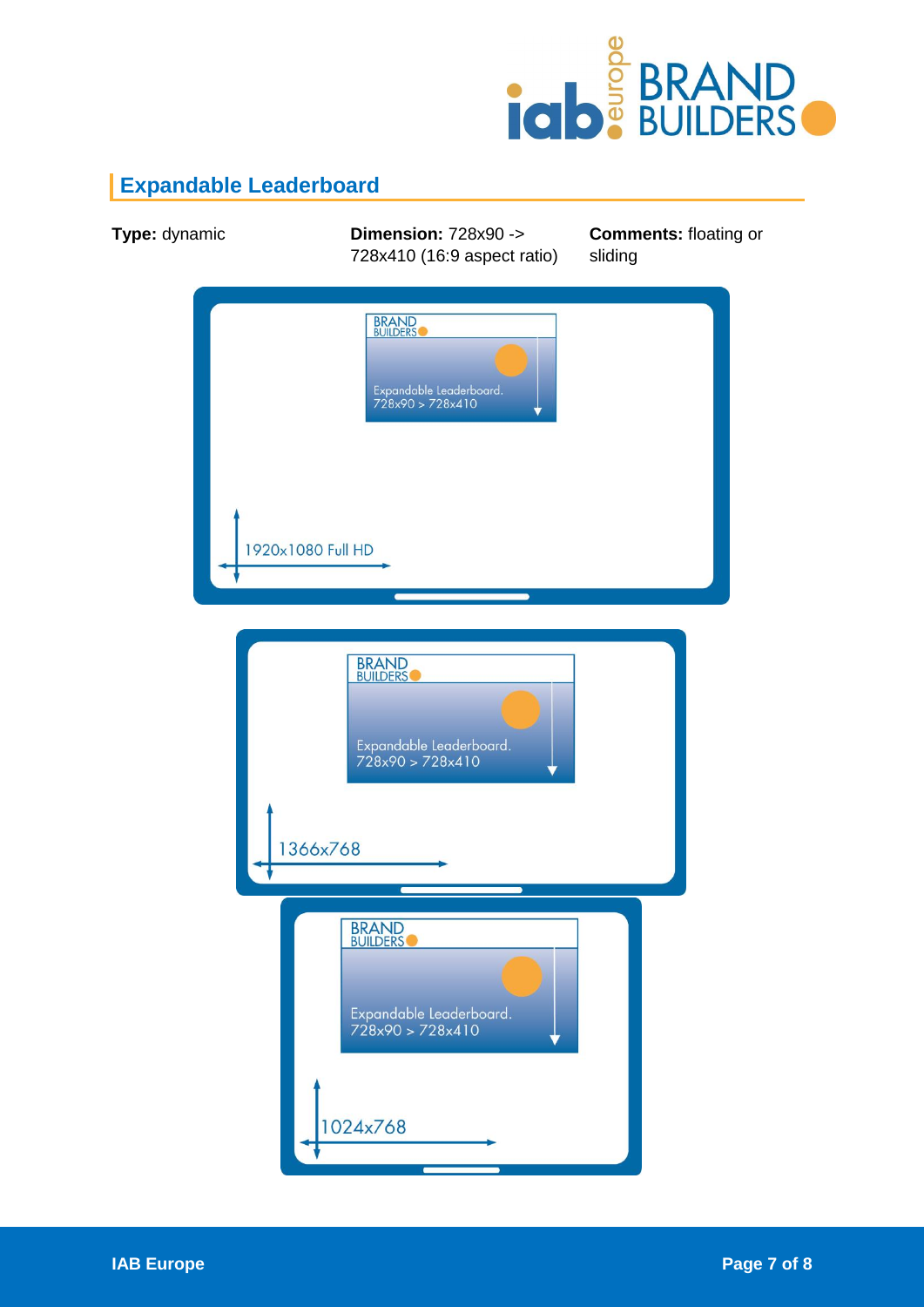## Expandable Leaderboard

**Type:** dynamic

**Dimension:** 728x90 -> 728x410 (16:9 aspect ratio)

**Comments:** floating or sliding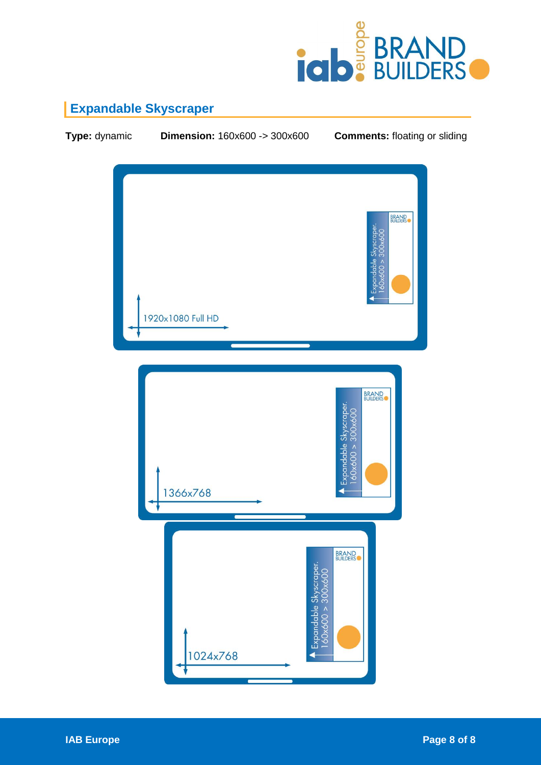## Expandable Skyscraper

**Type:** dynamic **Dimension:** 160x600 -> 300x600 **Comments:** floating or sliding

1920x1080 Full HD

Expandable Skyscraper.
160x600 > 300x600

BRAND BUILDERS

1366x768

Expandable Skyscraper.
160x600 > 300x600

BRAND BUILDERS

1024x768

Expandable Skyscraper.
160x600 > 300x600

BRAND BUILDERS